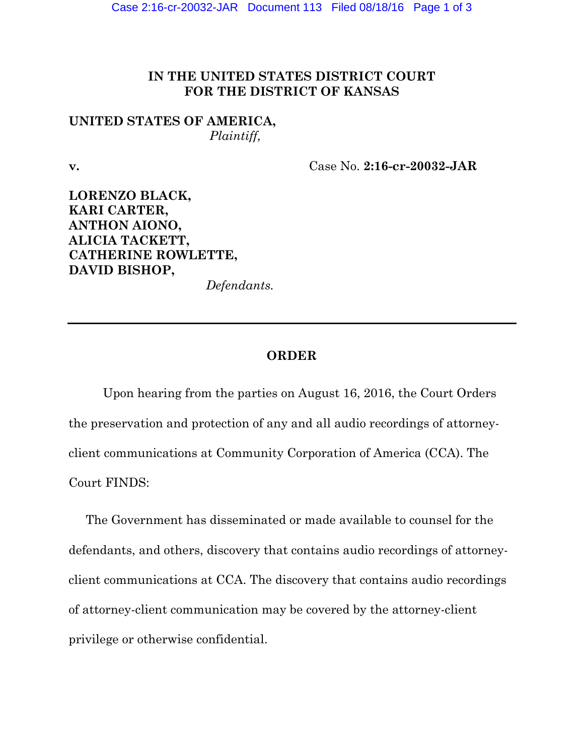**IN THE UNITED STATES DISTRICT COURT**
**FOR THE DISTRICT OF KANSAS**

**UNITED STATES OF AMERICA,**
*Plaintiff,*

**v.** Case No. **2:16-cr-20032-JAR**

**LORENZO BLACK,**
**KARI CARTER,**
**ANTHON AIONO,**
**ALICIA TACKETT,**
**CATHERINE ROWLETTE,**
**DAVID BISHOP,**
*Defendants.*

---

**ORDER**

Upon hearing from the parties on August 16, 2016, the Court Orders the preservation and protection of any and all audio recordings of attorney-client communications at Community Corporation of America (CCA). The Court FINDS:

The Government has disseminated or made available to counsel for the defendants, and others, discovery that contains audio recordings of attorney-client communications at CCA. The discovery that contains audio recordings of attorney-client communication may be covered by the attorney-client privilege or otherwise confidential.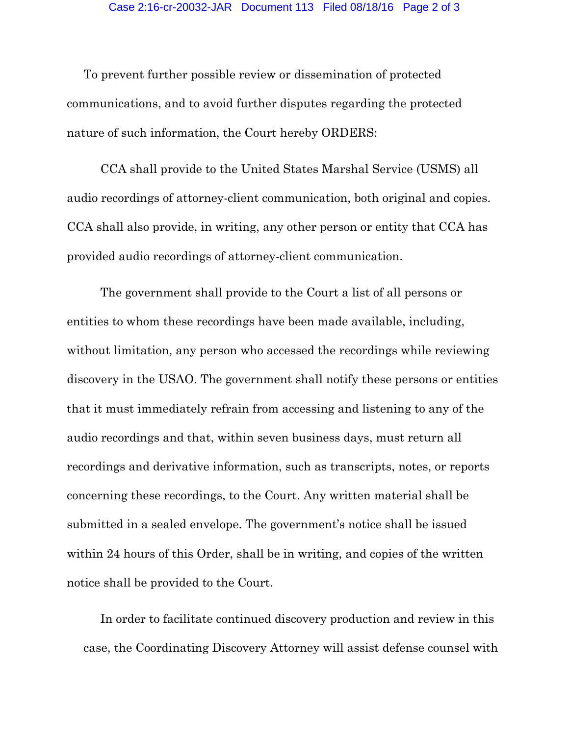To prevent further possible review or dissemination of protected communications, and to avoid further disputes regarding the protected nature of such information, the Court hereby ORDERS:

CCA shall provide to the United States Marshal Service (USMS) all audio recordings of attorney-client communication, both original and copies. CCA shall also provide, in writing, any other person or entity that CCA has provided audio recordings of attorney-client communication.

The government shall provide to the Court a list of all persons or entities to whom these recordings have been made available, including, without limitation, any person who accessed the recordings while reviewing discovery in the USAO. The government shall notify these persons or entities that it must immediately refrain from accessing and listening to any of the audio recordings and that, within seven business days, must return all recordings and derivative information, such as transcripts, notes, or reports concerning these recordings, to the Court. Any written material shall be submitted in a sealed envelope. The government's notice shall be issued within 24 hours of this Order, shall be in writing, and copies of the written notice shall be provided to the Court.

In order to facilitate continued discovery production and review in this case, the Coordinating Discovery Attorney will assist defense counsel with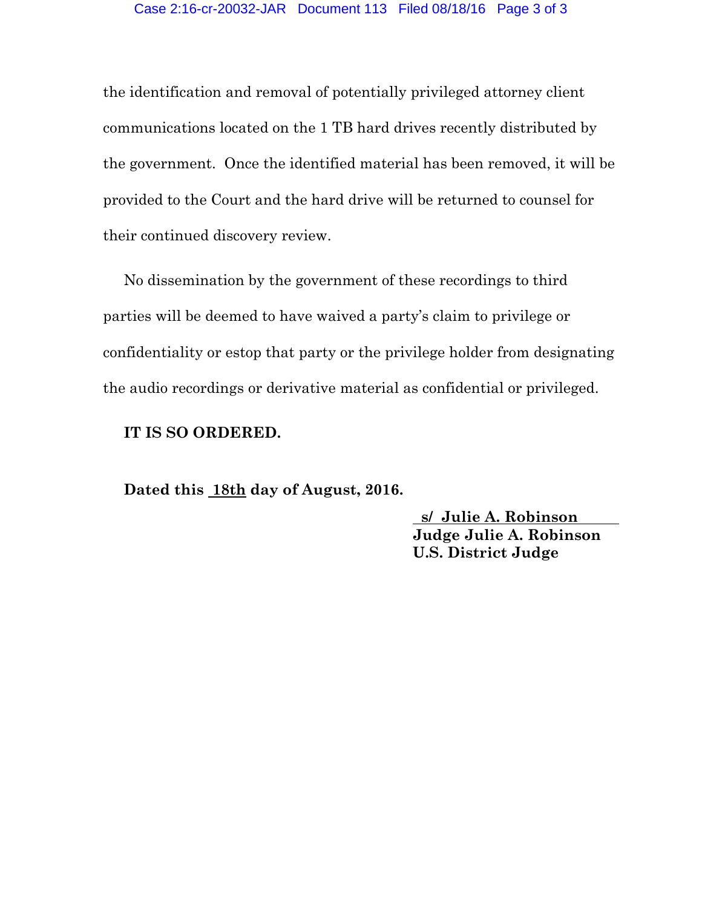the identification and removal of potentially privileged attorney client communications located on the 1 TB hard drives recently distributed by the government. Once the identified material has been removed, it will be provided to the Court and the hard drive will be returned to counsel for their continued discovery review.

No dissemination by the government of these recordings to third parties will be deemed to have waived a party's claim to privilege or confidentiality or estop that party or the privilege holder from designating the audio recordings or derivative material as confidential or privileged.

**IT IS SO ORDERED.**

**Dated this 18th day of August, 2016.**

**s/ Julie A. Robinson**
**Judge Julie A. Robinson**
**U.S. District Judge**